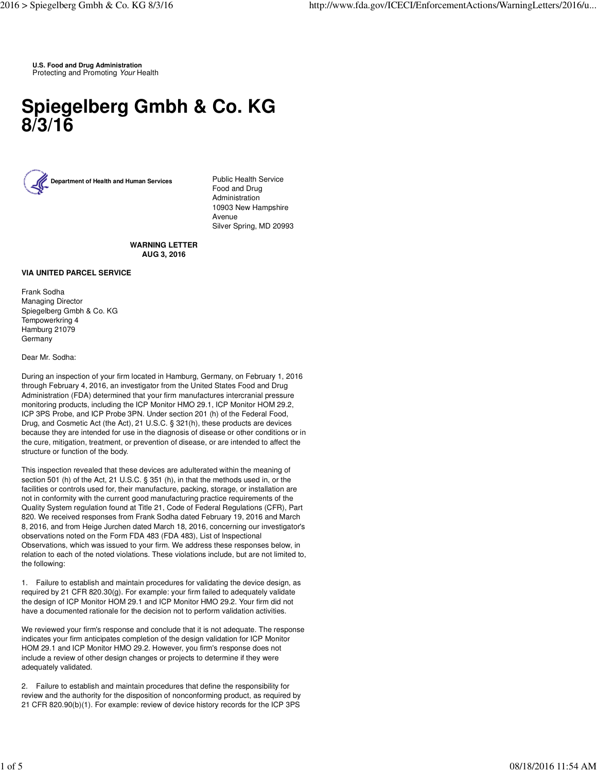**U.S. Food and Drug Administration**
Protecting and Promoting *Your* Health

# Spiegelberg Gmbh & Co. KG 8/3/16

**Department of Health and Human Services**

Public Health Service
Food and Drug Administration
10903 New Hampshire Avenue
Silver Spring, MD 20993

**WARNING LETTER**
**AUG 3, 2016**

**VIA UNITED PARCEL SERVICE**

Frank Sodha
Managing Director
Spiegelberg Gmbh & Co. KG
Tempowerkring 4
Hamburg 21079
Germany

Dear Mr. Sodha:

During an inspection of your firm located in Hamburg, Germany, on February 1, 2016 through February 4, 2016, an investigator from the United States Food and Drug Administration (FDA) determined that your firm manufactures intercranial pressure monitoring products, including the ICP Monitor HMO 29.1, ICP Monitor HOM 29.2, ICP 3PS Probe, and ICP Probe 3PN. Under section 201 (h) of the Federal Food, Drug, and Cosmetic Act (the Act), 21 U.S.C. § 321(h), these products are devices because they are intended for use in the diagnosis of disease or other conditions or in the cure, mitigation, treatment, or prevention of disease, or are intended to affect the structure or function of the body.

This inspection revealed that these devices are adulterated within the meaning of section 501 (h) of the Act, 21 U.S.C. § 351 (h), in that the methods used in, or the facilities or controls used for, their manufacture, packing, storage, or installation are not in conformity with the current good manufacturing practice requirements of the Quality System regulation found at Title 21, Code of Federal Regulations (CFR), Part 820. We received responses from Frank Sodha dated February 19, 2016 and March 8, 2016, and from Heige Jurchen dated March 18, 2016, concerning our investigator's observations noted on the Form FDA 483 (FDA 483), List of Inspectional Observations, which was issued to your firm. We address these responses below, in relation to each of the noted violations. These violations include, but are not limited to, the following:

1. Failure to establish and maintain procedures for validating the device design, as required by 21 CFR 820.30(g). For example: your firm failed to adequately validate the design of ICP Monitor HOM 29.1 and ICP Monitor HMO 29.2. Your firm did not have a documented rationale for the decision not to perform validation activities.

We reviewed your firm's response and conclude that it is not adequate. The response indicates your firm anticipates completion of the design validation for ICP Monitor HOM 29.1 and ICP Monitor HMO 29.2. However, you firm's response does not include a review of other design changes or projects to determine if they were adequately validated.

2. Failure to establish and maintain procedures that define the responsibility for review and the authority for the disposition of nonconforming product, as required by 21 CFR 820.90(b)(1). For example: review of device history records for the ICP 3PS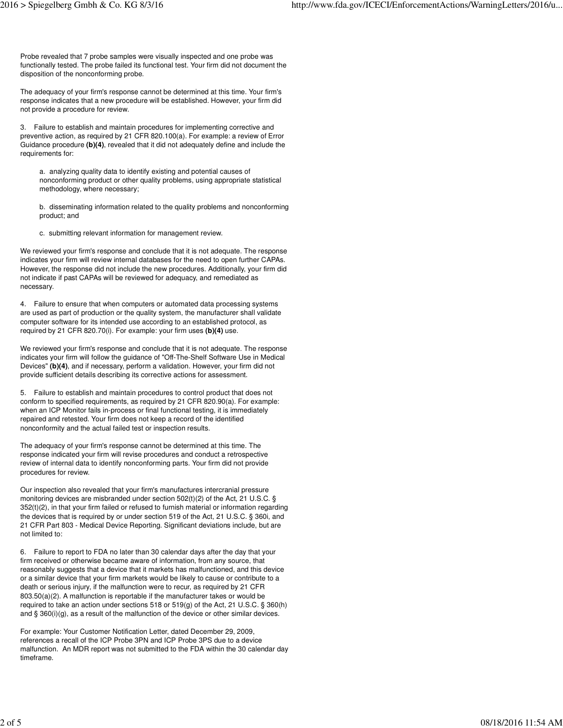Probe revealed that 7 probe samples were visually inspected and one probe was functionally tested. The probe failed its functional test. Your firm did not document the disposition of the nonconforming probe.

The adequacy of your firm's response cannot be determined at this time. Your firm's response indicates that a new procedure will be established. However, your firm did not provide a procedure for review.

3. Failure to establish and maintain procedures for implementing corrective and preventive action, as required by 21 CFR 820.100(a). For example: a review of Error Guidance procedure **(b)(4)**, revealed that it did not adequately define and include the requirements for:

> a. analyzing quality data to identify existing and potential causes of nonconforming product or other quality problems, using appropriate statistical methodology, where necessary;
>
> b. disseminating information related to the quality problems and nonconforming product; and
>
> c. submitting relevant information for management review.

We reviewed your firm's response and conclude that it is not adequate. The response indicates your firm will review internal databases for the need to open further CAPAs. However, the response did not include the new procedures. Additionally, your firm did not indicate if past CAPAs will be reviewed for adequacy, and remediated as necessary.

4. Failure to ensure that when computers or automated data processing systems are used as part of production or the quality system, the manufacturer shall validate computer software for its intended use according to an established protocol, as required by 21 CFR 820.70(i). For example: your firm uses **(b)(4)** use.

We reviewed your firm's response and conclude that it is not adequate. The response indicates your firm will follow the guidance of "Off-The-Shelf Software Use in Medical Devices" **(b)(4)**, and if necessary, perform a validation. However, your firm did not provide sufficient details describing its corrective actions for assessment.

5. Failure to establish and maintain procedures to control product that does not conform to specified requirements, as required by 21 CFR 820.90(a). For example: when an ICP Monitor fails in-process or final functional testing, it is immediately repaired and retested. Your firm does not keep a record of the identified nonconformity and the actual failed test or inspection results.

The adequacy of your firm's response cannot be determined at this time. The response indicated your firm will revise procedures and conduct a retrospective review of internal data to identify nonconforming parts. Your firm did not provide procedures for review.

Our inspection also revealed that your firm's manufactures intercranial pressure monitoring devices are misbranded under section 502(t)(2) of the Act, 21 U.S.C. § 352(t)(2), in that your firm failed or refused to furnish material or information regarding the devices that is required by or under section 519 of the Act, 21 U.S.C. § 360i, and 21 CFR Part 803 - Medical Device Reporting. Significant deviations include, but are not limited to:

6. Failure to report to FDA no later than 30 calendar days after the day that your firm received or otherwise became aware of information, from any source, that reasonably suggests that a device that it markets has malfunctioned, and this device or a similar device that your firm markets would be likely to cause or contribute to a death or serious injury, if the malfunction were to recur, as required by 21 CFR 803.50(a)(2). A malfunction is reportable if the manufacturer takes or would be required to take an action under sections 518 or 519(g) of the Act, 21 U.S.C. § 360(h) and § 360(i)(g), as a result of the malfunction of the device or other similar devices.

For example: Your Customer Notification Letter, dated December 29, 2009, references a recall of the ICP Probe 3PN and ICP Probe 3PS due to a device malfunction. An MDR report was not submitted to the FDA within the 30 calendar day timeframe.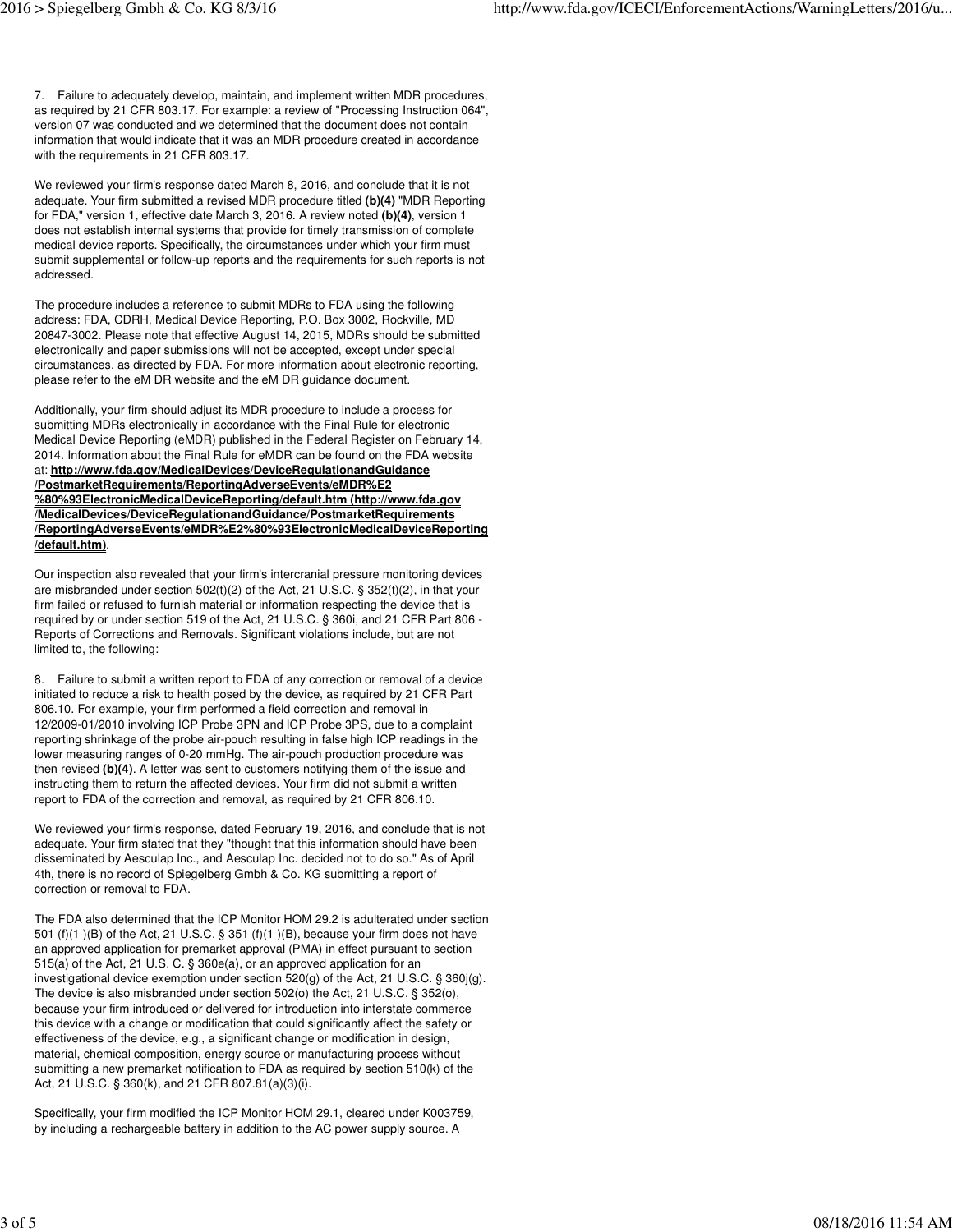7. Failure to adequately develop, maintain, and implement written MDR procedures, as required by 21 CFR 803.17. For example: a review of "Processing Instruction 064", version 07 was conducted and we determined that the document does not contain information that would indicate that it was an MDR procedure created in accordance with the requirements in 21 CFR 803.17.

We reviewed your firm's response dated March 8, 2016, and conclude that it is not adequate. Your firm submitted a revised MDR procedure titled **(b)(4)** "MDR Reporting for FDA," version 1, effective date March 3, 2016. A review noted **(b)(4)**, version 1 does not establish internal systems that provide for timely transmission of complete medical device reports. Specifically, the circumstances under which your firm must submit supplemental or follow-up reports and the requirements for such reports is not addressed.

The procedure includes a reference to submit MDRs to FDA using the following address: FDA, CDRH, Medical Device Reporting, P.O. Box 3002, Rockville, MD 20847-3002. Please note that effective August 14, 2015, MDRs should be submitted electronically and paper submissions will not be accepted, except under special circumstances, as directed by FDA. For more information about electronic reporting, please refer to the eM DR website and the eM DR guidance document.

Additionally, your firm should adjust its MDR procedure to include a process for submitting MDRs electronically in accordance with the Final Rule for electronic Medical Device Reporting (eMDR) published in the Federal Register on February 14, 2014. Information about the Final Rule for eMDR can be found on the FDA website at: **http://www.fda.gov/MedicalDevices/DeviceRegulationandGuidance/PostmarketRequirements/ReportingAdverseEvents/eMDR%E2%80%93ElectronicMedicalDeviceReporting/default.htm (http://www.fda.gov/MedicalDevices/DeviceRegulationandGuidance/PostmarketRequirements/ReportingAdverseEvents/eMDR%E2%80%93ElectronicMedicalDeviceReporting/default.htm)**.

Our inspection also revealed that your firm's intercranial pressure monitoring devices are misbranded under section 502(t)(2) of the Act, 21 U.S.C. § 352(t)(2), in that your firm failed or refused to furnish material or information respecting the device that is required by or under section 519 of the Act, 21 U.S.C. § 360i, and 21 CFR Part 806 - Reports of Corrections and Removals. Significant violations include, but are not limited to, the following:

8. Failure to submit a written report to FDA of any correction or removal of a device initiated to reduce a risk to health posed by the device, as required by 21 CFR Part 806.10. For example, your firm performed a field correction and removal in 12/2009-01/2010 involving ICP Probe 3PN and ICP Probe 3PS, due to a complaint reporting shrinkage of the probe air-pouch resulting in false high ICP readings in the lower measuring ranges of 0-20 mmHg. The air-pouch production procedure was then revised **(b)(4)**. A letter was sent to customers notifying them of the issue and instructing them to return the affected devices. Your firm did not submit a written report to FDA of the correction and removal, as required by 21 CFR 806.10.

We reviewed your firm's response, dated February 19, 2016, and conclude that is not adequate. Your firm stated that they "thought that this information should have been disseminated by Aesculap Inc., and Aesculap Inc. decided not to do so." As of April 4th, there is no record of Spiegelberg Gmbh & Co. KG submitting a report of correction or removal to FDA.

The FDA also determined that the ICP Monitor HOM 29.2 is adulterated under section 501 (f)(1 )(B) of the Act, 21 U.S.C. § 351 (f)(1 )(B), because your firm does not have an approved application for premarket approval (PMA) in effect pursuant to section 515(a) of the Act, 21 U.S. C. § 360e(a), or an approved application for an investigational device exemption under section 520(g) of the Act, 21 U.S.C. § 360j(g). The device is also misbranded under section 502(o) the Act, 21 U.S.C. § 352(o), because your firm introduced or delivered for introduction into interstate commerce this device with a change or modification that could significantly affect the safety or effectiveness of the device, e.g., a significant change or modification in design, material, chemical composition, energy source or manufacturing process without submitting a new premarket notification to FDA as required by section 510(k) of the Act, 21 U.S.C. § 360(k), and 21 CFR 807.81(a)(3)(i).

Specifically, your firm modified the ICP Monitor HOM 29.1, cleared under K003759, by including a rechargeable battery in addition to the AC power supply source. A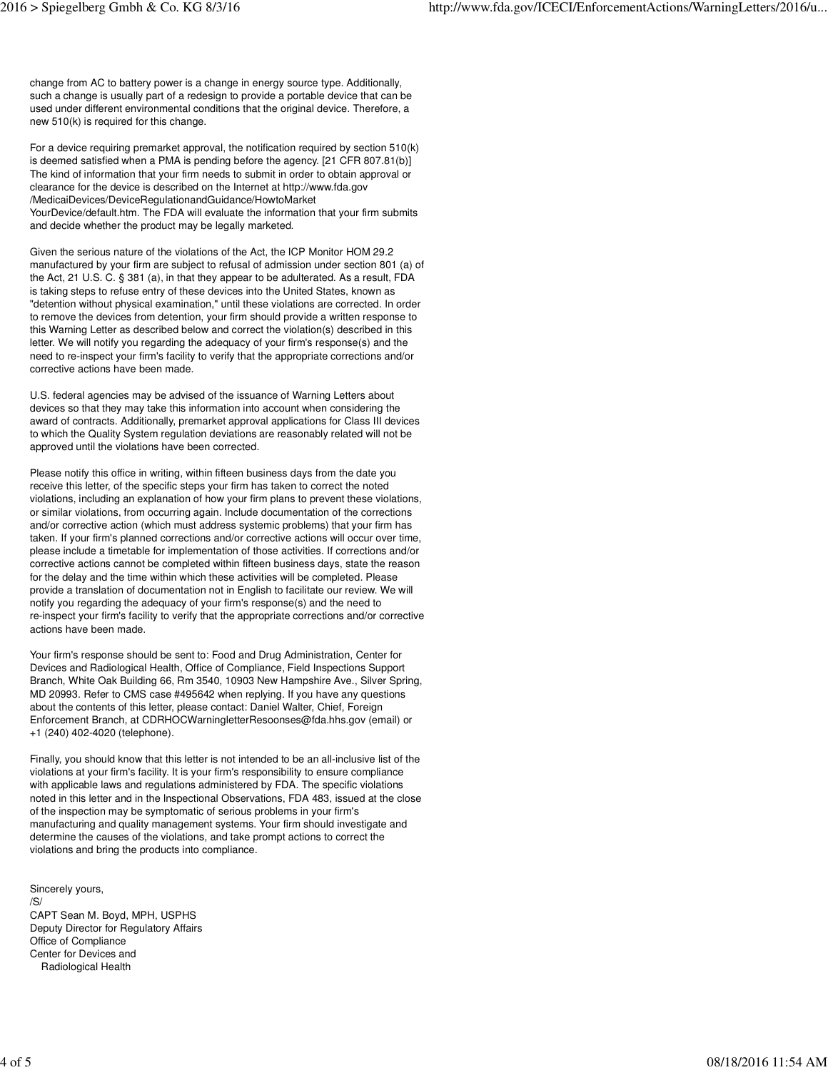change from AC to battery power is a change in energy source type. Additionally, such a change is usually part of a redesign to provide a portable device that can be used under different environmental conditions that the original device. Therefore, a new 510(k) is required for this change.

For a device requiring premarket approval, the notification required by section 510(k) is deemed satisfied when a PMA is pending before the agency. [21 CFR 807.81(b)] The kind of information that your firm needs to submit in order to obtain approval or clearance for the device is described on the Internet at http://www.fda.gov /MedicaiDevices/DeviceRegulationandGuidance/HowtoMarket YourDevice/default.htm. The FDA will evaluate the information that your firm submits and decide whether the product may be legally marketed.

Given the serious nature of the violations of the Act, the ICP Monitor HOM 29.2 manufactured by your firm are subject to refusal of admission under section 801 (a) of the Act, 21 U.S. C. § 381 (a), in that they appear to be adulterated. As a result, FDA is taking steps to refuse entry of these devices into the United States, known as "detention without physical examination," until these violations are corrected. In order to remove the devices from detention, your firm should provide a written response to this Warning Letter as described below and correct the violation(s) described in this letter. We will notify you regarding the adequacy of your firm's response(s) and the need to re-inspect your firm's facility to verify that the appropriate corrections and/or corrective actions have been made.

U.S. federal agencies may be advised of the issuance of Warning Letters about devices so that they may take this information into account when considering the award of contracts. Additionally, premarket approval applications for Class III devices to which the Quality System regulation deviations are reasonably related will not be approved until the violations have been corrected.

Please notify this office in writing, within fifteen business days from the date you receive this letter, of the specific steps your firm has taken to correct the noted violations, including an explanation of how your firm plans to prevent these violations, or similar violations, from occurring again. Include documentation of the corrections and/or corrective action (which must address systemic problems) that your firm has taken. If your firm's planned corrections and/or corrective actions will occur over time, please include a timetable for implementation of those activities. If corrections and/or corrective actions cannot be completed within fifteen business days, state the reason for the delay and the time within which these activities will be completed. Please provide a translation of documentation not in English to facilitate our review. We will notify you regarding the adequacy of your firm's response(s) and the need to re-inspect your firm's facility to verify that the appropriate corrections and/or corrective actions have been made.

Your firm's response should be sent to: Food and Drug Administration, Center for Devices and Radiological Health, Office of Compliance, Field Inspections Support Branch, White Oak Building 66, Rm 3540, 10903 New Hampshire Ave., Silver Spring, MD 20993. Refer to CMS case #495642 when replying. If you have any questions about the contents of this letter, please contact: Daniel Walter, Chief, Foreign Enforcement Branch, at CDRHOCWarningletterResoonses@fda.hhs.gov (email) or +1 (240) 402-4020 (telephone).

Finally, you should know that this letter is not intended to be an all-inclusive list of the violations at your firm's facility. It is your firm's responsibility to ensure compliance with applicable laws and regulations administered by FDA. The specific violations noted in this letter and in the lnspectional Observations, FDA 483, issued at the close of the inspection may be symptomatic of serious problems in your firm's manufacturing and quality management systems. Your firm should investigate and determine the causes of the violations, and take prompt actions to correct the violations and bring the products into compliance.

Sincerely yours,
/S/
CAPT Sean M. Boyd, MPH, USPHS
Deputy Director for Regulatory Affairs
Office of Compliance
Center for Devices and
Radiological Health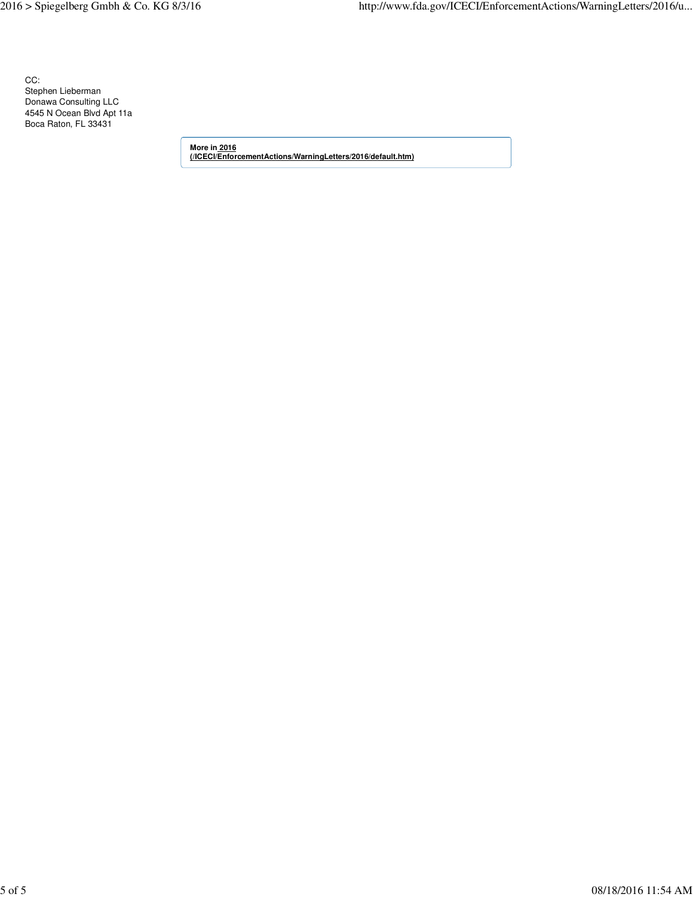CC:
Stephen Lieberman
Donawa Consulting LLC
4545 N Ocean Blvd Apt 11a
Boca Raton, FL 33431

**More in 2016**
**(/ICECI/EnforcementActions/WarningLetters/2016/default.htm)**